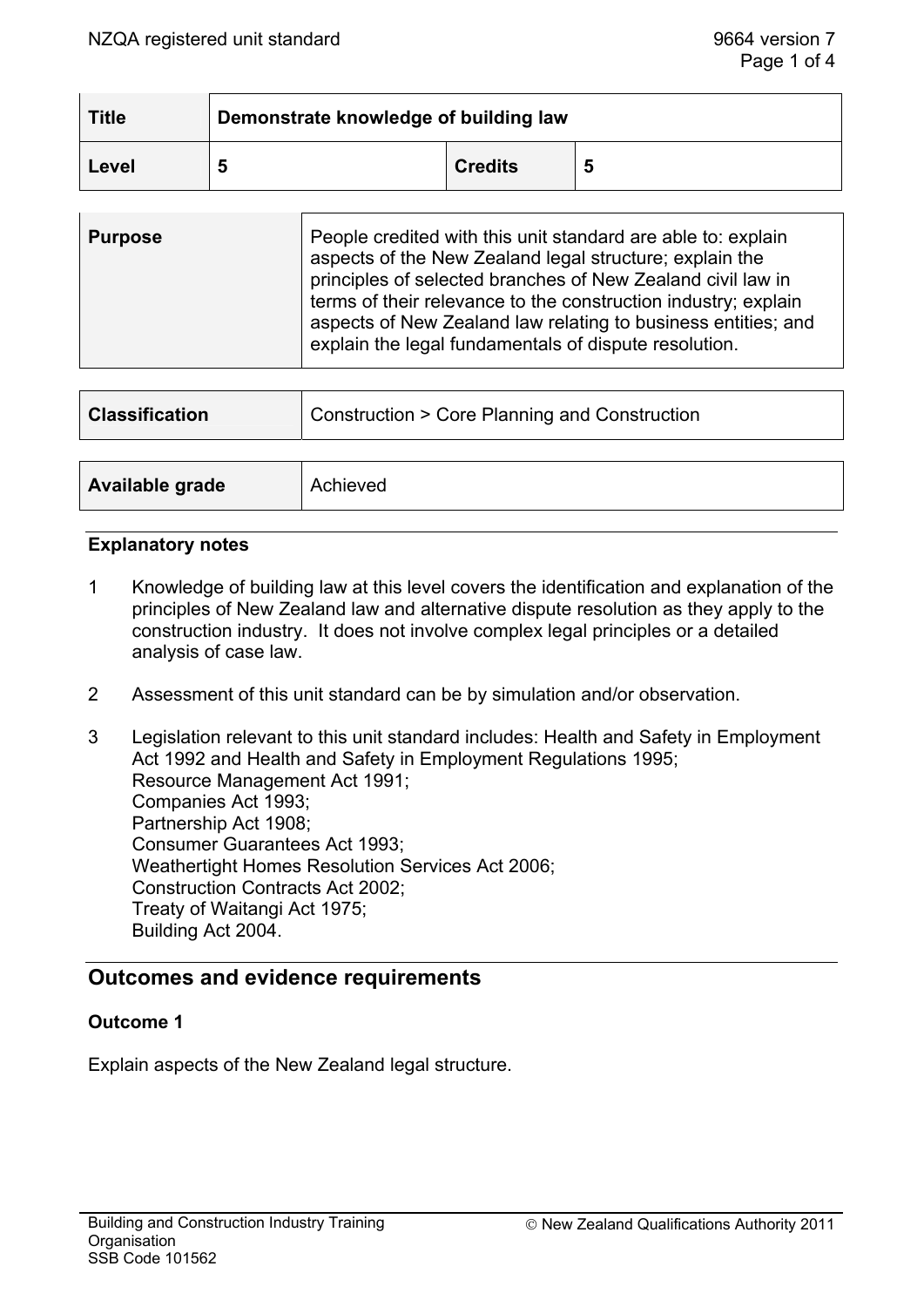| Title | Demonstrate knowledge of building law | | |
| --- | --- | --- | --- |
| Level | 5 | Credits | 5 |

| Purpose | People credited with this unit standard are able to: explain aspects of the New Zealand legal structure; explain the principles of selected branches of New Zealand civil law in terms of their relevance to the construction industry; explain aspects of New Zealand law relating to business entities; and explain the legal fundamentals of dispute resolution. |
| --- | --- |

| Classification | Construction > Core Planning and Construction |
| --- | --- |

| Available grade | Achieved |
| --- | --- |

### Explanatory notes

1. Knowledge of building law at this level covers the identification and explanation of the principles of New Zealand law and alternative dispute resolution as they apply to the construction industry. It does not involve complex legal principles or a detailed analysis of case law.

2. Assessment of this unit standard can be by simulation and/or observation.

3. Legislation relevant to this unit standard includes: Health and Safety in Employment Act 1992 and Health and Safety in Employment Regulations 1995;
Resource Management Act 1991;
Companies Act 1993;
Partnership Act 1908;
Consumer Guarantees Act 1993;
Weathertight Homes Resolution Services Act 2006;
Construction Contracts Act 2002;
Treaty of Waitangi Act 1975;
Building Act 2004.

## Outcomes and evidence requirements

### Outcome 1

Explain aspects of the New Zealand legal structure.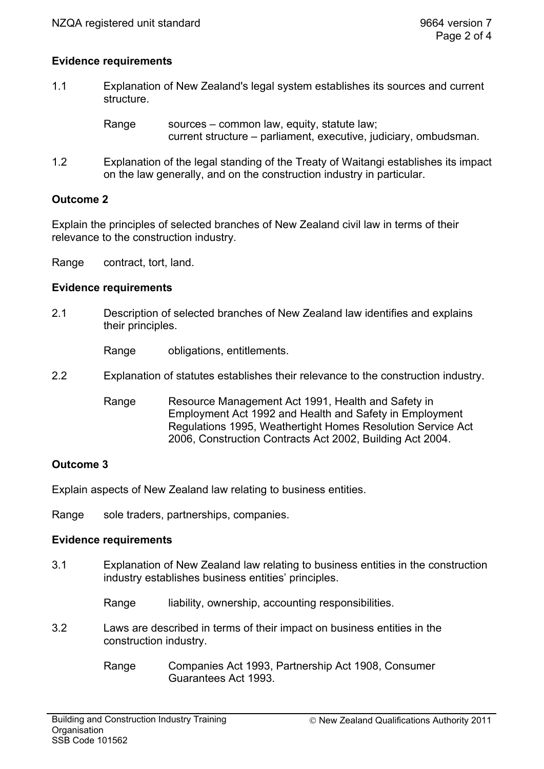## Evidence requirements

1.1 Explanation of New Zealand's legal system establishes its sources and current structure.

Range sources – common law, equity, statute law;
current structure – parliament, executive, judiciary, ombudsman.

1.2 Explanation of the legal standing of the Treaty of Waitangi establishes its impact on the law generally, and on the construction industry in particular.

## Outcome 2

Explain the principles of selected branches of New Zealand civil law in terms of their relevance to the construction industry.

Range contract, tort, land.

## Evidence requirements

2.1 Description of selected branches of New Zealand law identifies and explains their principles.

Range obligations, entitlements.

2.2 Explanation of statutes establishes their relevance to the construction industry.

Range Resource Management Act 1991, Health and Safety in Employment Act 1992 and Health and Safety in Employment Regulations 1995, Weathertight Homes Resolution Service Act 2006, Construction Contracts Act 2002, Building Act 2004.

## Outcome 3

Explain aspects of New Zealand law relating to business entities.

Range sole traders, partnerships, companies.

## Evidence requirements

3.1 Explanation of New Zealand law relating to business entities in the construction industry establishes business entities' principles.

Range liability, ownership, accounting responsibilities.

3.2 Laws are described in terms of their impact on business entities in the construction industry.

Range Companies Act 1993, Partnership Act 1908, Consumer Guarantees Act 1993.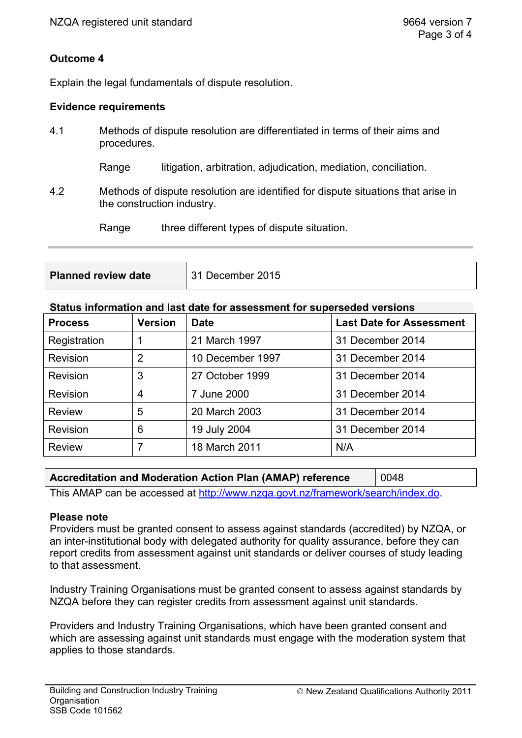**Outcome 4**

Explain the legal fundamentals of dispute resolution.

**Evidence requirements**

4.1 Methods of dispute resolution are differentiated in terms of their aims and procedures.

Range litigation, arbitration, adjudication, mediation, conciliation.

4.2 Methods of dispute resolution are identified for dispute situations that arise in the construction industry.

Range three different types of dispute situation.

| **Planned review date** | 31 December 2015 |
|---|---|

**Status information and last date for assessment for superseded versions**

| Process | Version | Date | Last Date for Assessment |
|---|---|---|---|
| Registration | 1 | 21 March 1997 | 31 December 2014 |
| Revision | 2 | 10 December 1997 | 31 December 2014 |
| Revision | 3 | 27 October 1999 | 31 December 2014 |
| Revision | 4 | 7 June 2000 | 31 December 2014 |
| Review | 5 | 20 March 2003 | 31 December 2014 |
| Revision | 6 | 19 July 2004 | 31 December 2014 |
| Review | 7 | 18 March 2011 | N/A |

| **Accreditation and Moderation Action Plan (AMAP) reference** | 0048 |
|---|---|

This AMAP can be accessed at http://www.nzqa.govt.nz/framework/search/index.do.

**Please note**

Providers must be granted consent to assess against standards (accredited) by NZQA, or an inter-institutional body with delegated authority for quality assurance, before they can report credits from assessment against unit standards or deliver courses of study leading to that assessment.

Industry Training Organisations must be granted consent to assess against standards by NZQA before they can register credits from assessment against unit standards.

Providers and Industry Training Organisations, which have been granted consent and which are assessing against unit standards must engage with the moderation system that applies to those standards.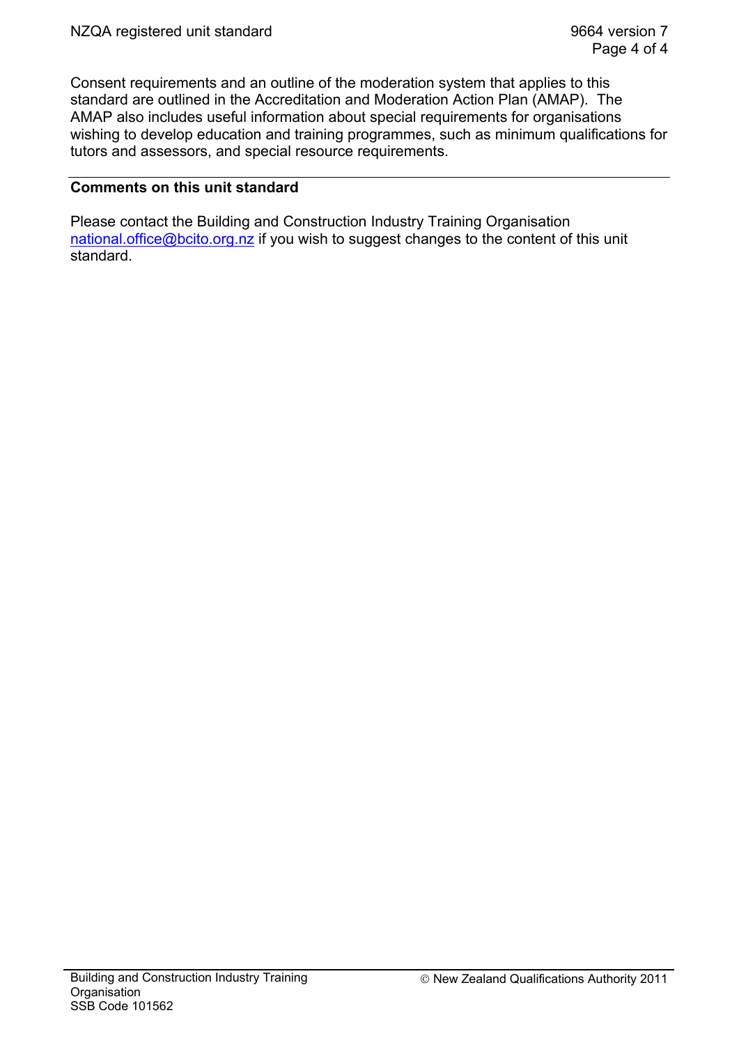Consent requirements and an outline of the moderation system that applies to this standard are outlined in the Accreditation and Moderation Action Plan (AMAP). The AMAP also includes useful information about special requirements for organisations wishing to develop education and training programmes, such as minimum qualifications for tutors and assessors, and special resource requirements.

---

**Comments on this unit standard**

Please contact the Building and Construction Industry Training Organisation national.office@bcito.org.nz if you wish to suggest changes to the content of this unit standard.